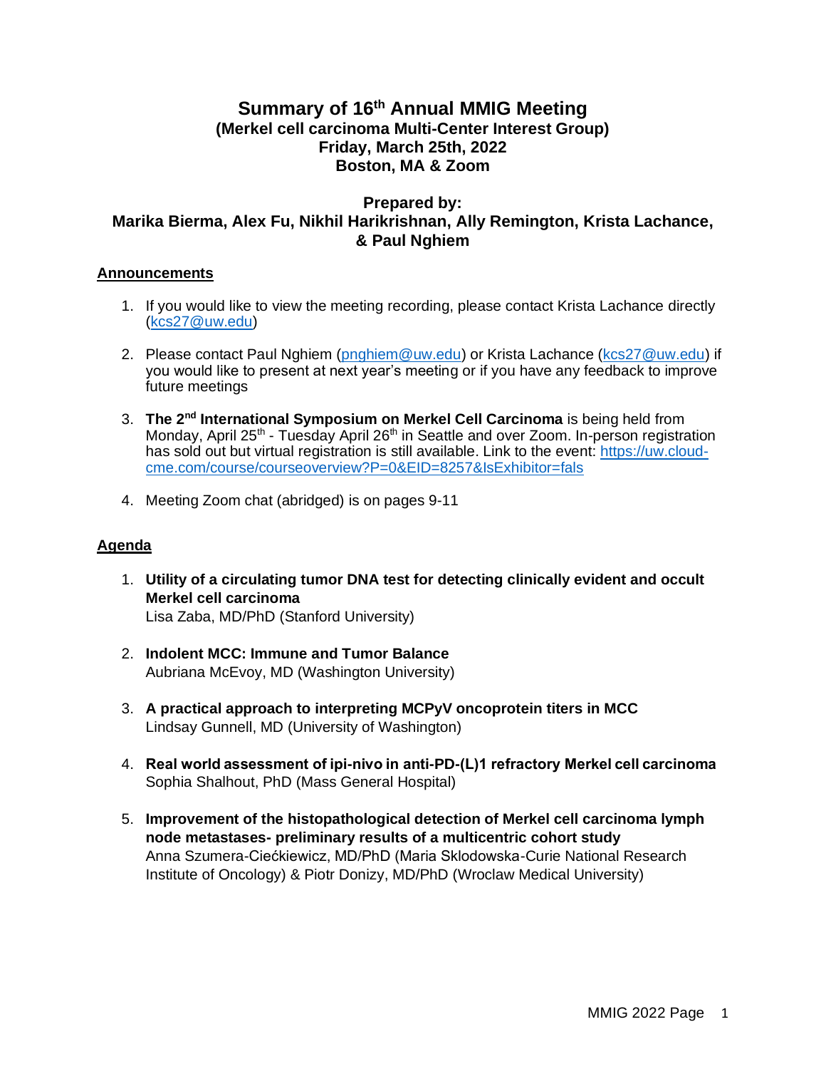# Summary of 16th Annual MMIG Meeting
## (Merkel cell carcinoma Multi-Center Interest Group)
## Friday, March 25th, 2022
## Boston, MA & Zoom

### Prepared by:
### Marika Bierma, Alex Fu, Nikhil Harikrishnan, Ally Remington, Krista Lachance, & Paul Nghiem

**Announcements**

1. If you would like to view the meeting recording, please contact Krista Lachance directly (kcs27@uw.edu)

2. Please contact Paul Nghiem (pnghiem@uw.edu) or Krista Lachance (kcs27@uw.edu) if you would like to present at next year's meeting or if you have any feedback to improve future meetings

3. **The 2nd International Symposium on Merkel Cell Carcinoma** is being held from Monday, April 25th - Tuesday April 26th in Seattle and over Zoom. In-person registration has sold out but virtual registration is still available. Link to the event: https://uw.cloud-cme.com/course/courseoverview?P=0&EID=8257&IsExhibitor=fals

4. Meeting Zoom chat (abridged) is on pages 9-11

**Agenda**

1. **Utility of a circulating tumor DNA test for detecting clinically evident and occult Merkel cell carcinoma**
   Lisa Zaba, MD/PhD (Stanford University)

2. **Indolent MCC: Immune and Tumor Balance**
   Aubriana McEvoy, MD (Washington University)

3. **A practical approach to interpreting MCPyV oncoprotein titers in MCC**
   Lindsay Gunnell, MD (University of Washington)

4. **Real world assessment of ipi-nivo in anti-PD-(L)1 refractory Merkel cell carcinoma**
   Sophia Shalhout, PhD (Mass General Hospital)

5. **Improvement of the histopathological detection of Merkel cell carcinoma lymph node metastases- preliminary results of a multicentric cohort study**
   Anna Szumera-Ciećkiewicz, MD/PhD (Maria Sklodowska-Curie National Research Institute of Oncology) & Piotr Donizy, MD/PhD (Wroclaw Medical University)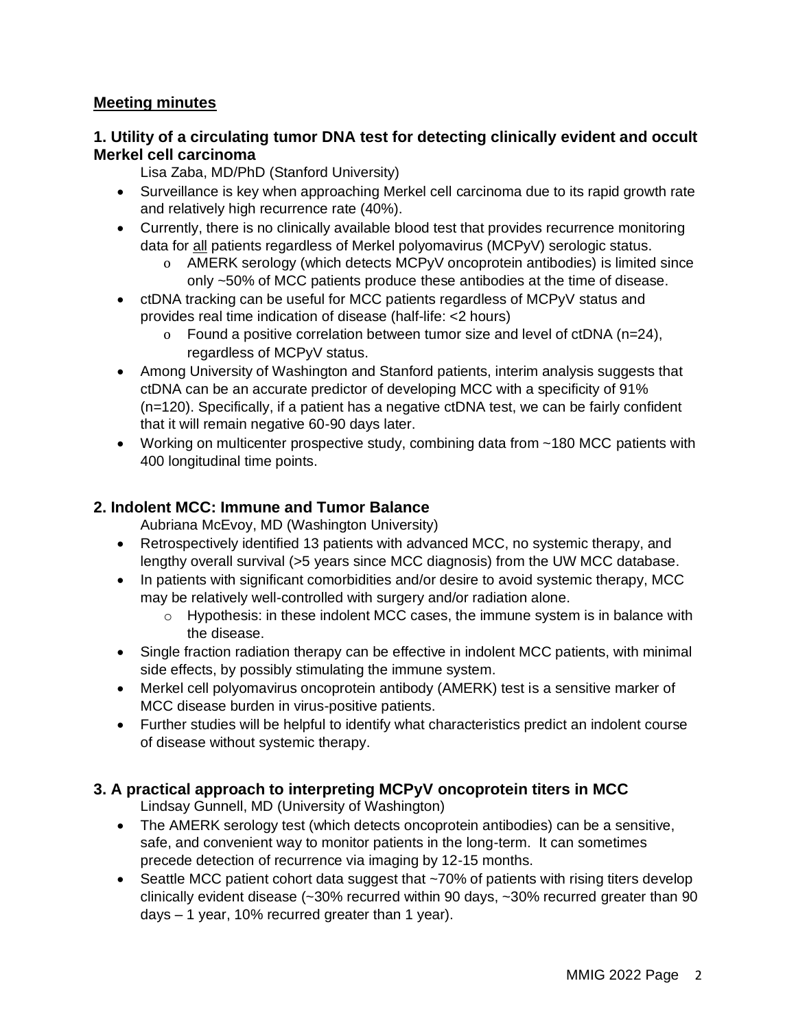## Meeting minutes

### 1. Utility of a circulating tumor DNA test for detecting clinically evident and occult Merkel cell carcinoma

Lisa Zaba, MD/PhD (Stanford University)

- Surveillance is key when approaching Merkel cell carcinoma due to its rapid growth rate and relatively high recurrence rate (40%).
- Currently, there is no clinically available blood test that provides recurrence monitoring data for <u>all</u> patients regardless of Merkel polyomavirus (MCPyV) serologic status.
  - AMERK serology (which detects MCPyV oncoprotein antibodies) is limited since only ~50% of MCC patients produce these antibodies at the time of disease.
- ctDNA tracking can be useful for MCC patients regardless of MCPyV status and provides real time indication of disease (half-life: <2 hours)
  - Found a positive correlation between tumor size and level of ctDNA (n=24), regardless of MCPyV status.
- Among University of Washington and Stanford patients, interim analysis suggests that ctDNA can be an accurate predictor of developing MCC with a specificity of 91% (n=120). Specifically, if a patient has a negative ctDNA test, we can be fairly confident that it will remain negative 60-90 days later.
- Working on multicenter prospective study, combining data from ~180 MCC patients with 400 longitudinal time points.

### 2. Indolent MCC: Immune and Tumor Balance

Aubriana McEvoy, MD (Washington University)

- Retrospectively identified 13 patients with advanced MCC, no systemic therapy, and lengthy overall survival (>5 years since MCC diagnosis) from the UW MCC database.
- In patients with significant comorbidities and/or desire to avoid systemic therapy, MCC may be relatively well-controlled with surgery and/or radiation alone.
  - Hypothesis: in these indolent MCC cases, the immune system is in balance with the disease.
- Single fraction radiation therapy can be effective in indolent MCC patients, with minimal side effects, by possibly stimulating the immune system.
- Merkel cell polyomavirus oncoprotein antibody (AMERK) test is a sensitive marker of MCC disease burden in virus-positive patients.
- Further studies will be helpful to identify what characteristics predict an indolent course of disease without systemic therapy.

### 3. A practical approach to interpreting MCPyV oncoprotein titers in MCC

Lindsay Gunnell, MD (University of Washington)

- The AMERK serology test (which detects oncoprotein antibodies) can be a sensitive, safe, and convenient way to monitor patients in the long-term. It can sometimes precede detection of recurrence via imaging by 12-15 months.
- Seattle MCC patient cohort data suggest that ~70% of patients with rising titers develop clinically evident disease (~30% recurred within 90 days, ~30% recurred greater than 90 days – 1 year, 10% recurred greater than 1 year).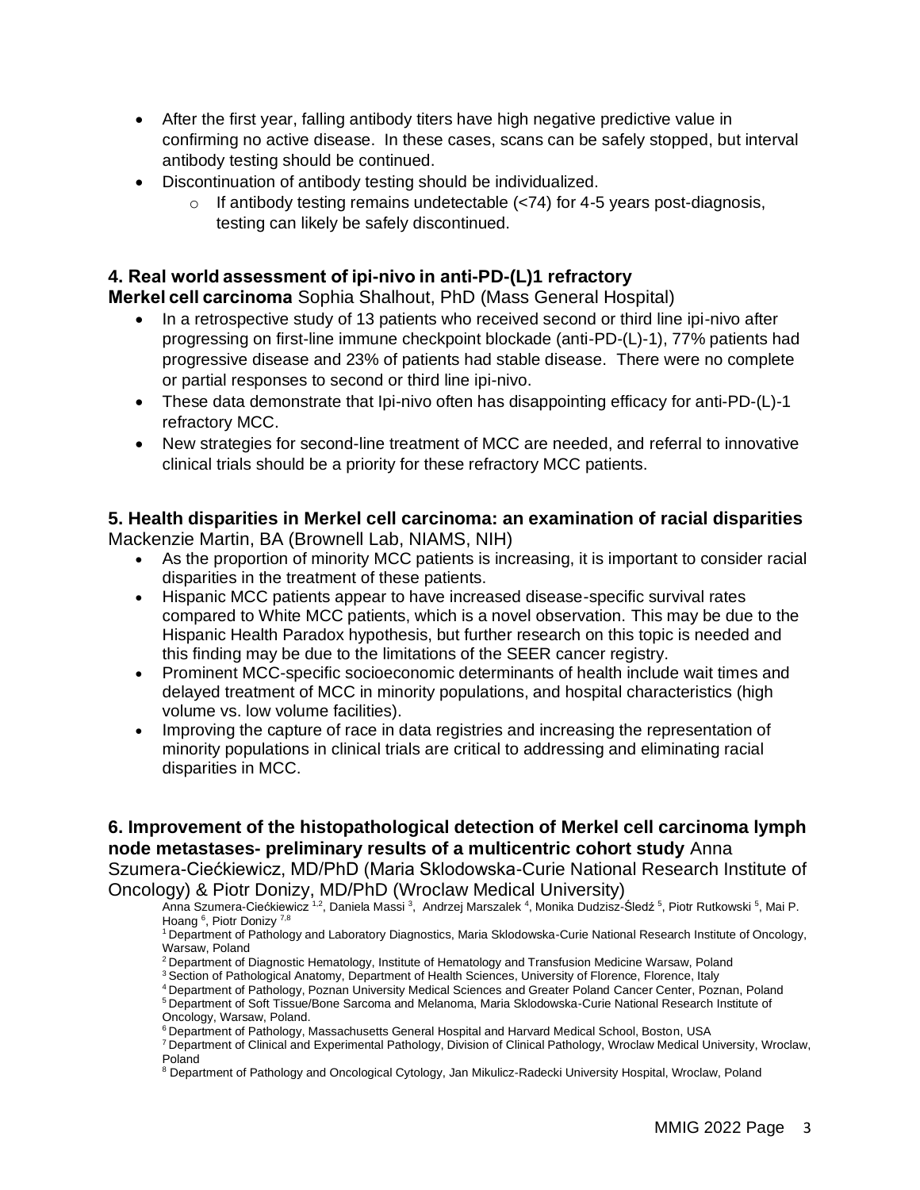- After the first year, falling antibody titers have high negative predictive value in confirming no active disease. In these cases, scans can be safely stopped, but interval antibody testing should be continued.
- Discontinuation of antibody testing should be individualized.
  - If antibody testing remains undetectable (<74) for 4-5 years post-diagnosis, testing can likely be safely discontinued.

### 4. Real world assessment of ipi-nivo in anti-PD-(L)1 refractory Merkel cell carcinoma

Sophia Shalhout, PhD (Mass General Hospital)

- In a retrospective study of 13 patients who received second or third line ipi-nivo after progressing on first-line immune checkpoint blockade (anti-PD-(L)-1), 77% patients had progressive disease and 23% of patients had stable disease. There were no complete or partial responses to second or third line ipi-nivo.
- These data demonstrate that Ipi-nivo often has disappointing efficacy for anti-PD-(L)-1 refractory MCC.
- New strategies for second-line treatment of MCC are needed, and referral to innovative clinical trials should be a priority for these refractory MCC patients.

### 5. Health disparities in Merkel cell carcinoma: an examination of racial disparities

Mackenzie Martin, BA (Brownell Lab, NIAMS, NIH)

- As the proportion of minority MCC patients is increasing, it is important to consider racial disparities in the treatment of these patients.
- Hispanic MCC patients appear to have increased disease-specific survival rates compared to White MCC patients, which is a novel observation. This may be due to the Hispanic Health Paradox hypothesis, but further research on this topic is needed and this finding may be due to the limitations of the SEER cancer registry.
- Prominent MCC-specific socioeconomic determinants of health include wait times and delayed treatment of MCC in minority populations, and hospital characteristics (high volume vs. low volume facilities).
- Improving the capture of race in data registries and increasing the representation of minority populations in clinical trials are critical to addressing and eliminating racial disparities in MCC.

### 6. Improvement of the histopathological detection of Merkel cell carcinoma lymph node metastases- preliminary results of a multicentric cohort study

Anna Szumera-Ciećkiewicz, MD/PhD (Maria Sklodowska-Curie National Research Institute of Oncology) & Piotr Donizy, MD/PhD (Wroclaw Medical University)

Anna Szumera-Ciećkiewicz [1,2], Daniela Massi [3], Andrzej Marszalek [4], Monika Dudzisz-Śledź [5], Piotr Rutkowski [5], Mai P. Hoang [6], Piotr Donizy [7,8]

[1] Department of Pathology and Laboratory Diagnostics, Maria Sklodowska-Curie National Research Institute of Oncology, Warsaw, Poland

[2] Department of Diagnostic Hematology, Institute of Hematology and Transfusion Medicine Warsaw, Poland

[3] Section of Pathological Anatomy, Department of Health Sciences, University of Florence, Florence, Italy

[4] Department of Pathology, Poznan University Medical Sciences and Greater Poland Cancer Center, Poznan, Poland

[5] Department of Soft Tissue/Bone Sarcoma and Melanoma, Maria Sklodowska-Curie National Research Institute of Oncology, Warsaw, Poland.

[6] Department of Pathology, Massachusetts General Hospital and Harvard Medical School, Boston, USA

[7] Department of Clinical and Experimental Pathology, Division of Clinical Pathology, Wroclaw Medical University, Wroclaw, Poland

[8] Department of Pathology and Oncological Cytology, Jan Mikulicz-Radecki University Hospital, Wroclaw, Poland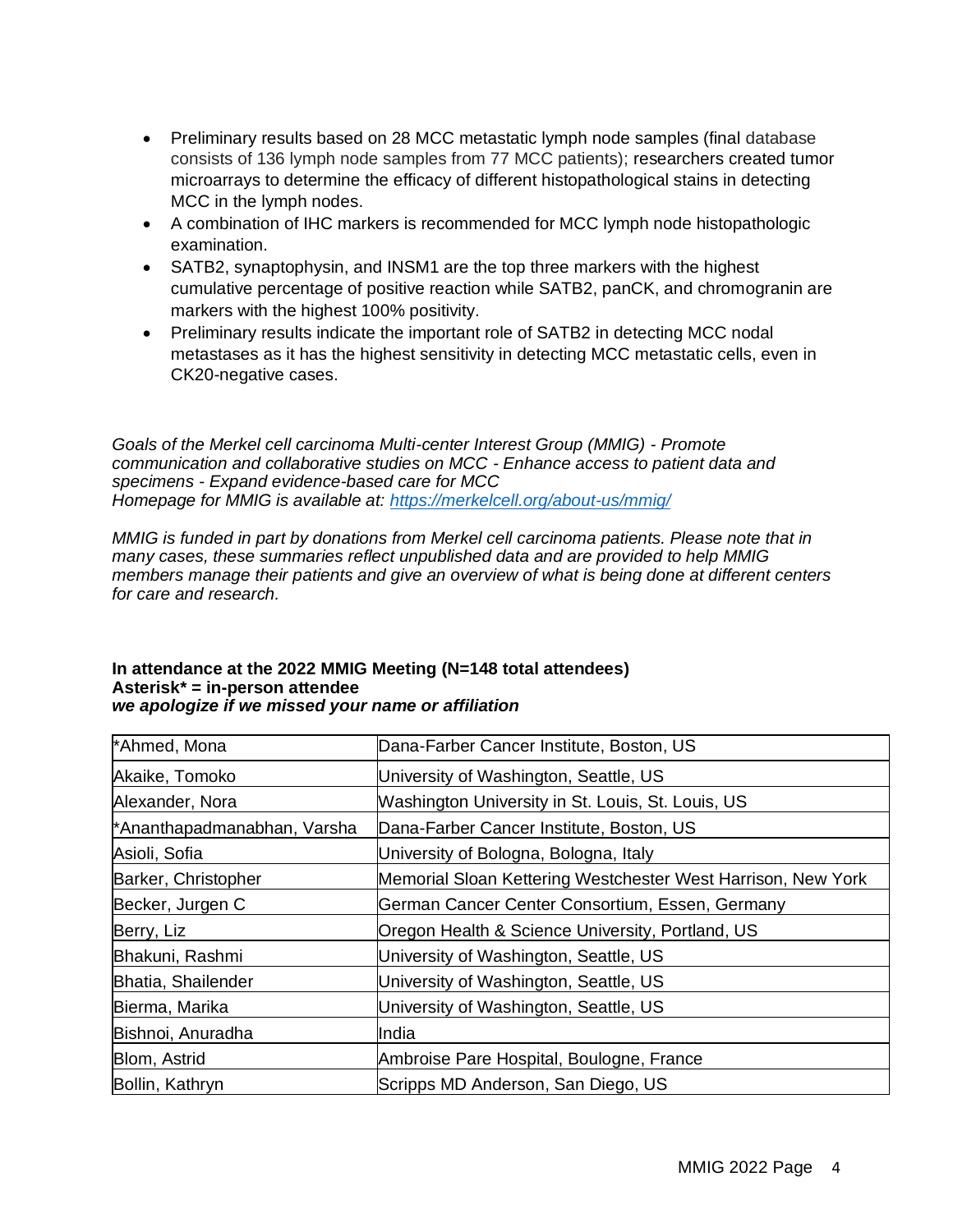- Preliminary results based on 28 MCC metastatic lymph node samples (final database consists of 136 lymph node samples from 77 MCC patients); researchers created tumor microarrays to determine the efficacy of different histopathological stains in detecting MCC in the lymph nodes.
- A combination of IHC markers is recommended for MCC lymph node histopathologic examination.
- SATB2, synaptophysin, and INSM1 are the top three markers with the highest cumulative percentage of positive reaction while SATB2, panCK, and chromogranin are markers with the highest 100% positivity.
- Preliminary results indicate the important role of SATB2 in detecting MCC nodal metastases as it has the highest sensitivity in detecting MCC metastatic cells, even in CK20-negative cases.

*Goals of the Merkel cell carcinoma Multi-center Interest Group (MMIG) - Promote communication and collaborative studies on MCC - Enhance access to patient data and specimens - Expand evidence-based care for MCC*
*Homepage for MMIG is available at: [https://merkelcell.org/about-us/mmig/](https://merkelcell.org/about-us/mmig/)*

*MMIG is funded in part by donations from Merkel cell carcinoma patients. Please note that in many cases, these summaries reflect unpublished data and are provided to help MMIG members manage their patients and give an overview of what is being done at different centers for care and research.*

**In attendance at the 2022 MMIG Meeting (N=148 total attendees)**
**Asterisk* = in-person attendee**
***we apologize if we missed your name or affiliation***

| Name | Affiliation |
|---|---|
| *Ahmed, Mona | Dana-Farber Cancer Institute, Boston, US |
| Akaike, Tomoko | University of Washington, Seattle, US |
| Alexander, Nora | Washington University in St. Louis, St. Louis, US |
| *Ananthapadmanabhan, Varsha | Dana-Farber Cancer Institute, Boston, US |
| Asioli, Sofia | University of Bologna, Bologna, Italy |
| Barker, Christopher | Memorial Sloan Kettering Westchester West Harrison, New York |
| Becker, Jurgen C | German Cancer Center Consortium, Essen, Germany |
| Berry, Liz | Oregon Health & Science University, Portland, US |
| Bhakuni, Rashmi | University of Washington, Seattle, US |
| Bhatia, Shailender | University of Washington, Seattle, US |
| Bierma, Marika | University of Washington, Seattle, US |
| Bishnoi, Anuradha | India |
| Blom, Astrid | Ambroise Pare Hospital, Boulogne, France |
| Bollin, Kathryn | Scripps MD Anderson, San Diego, US |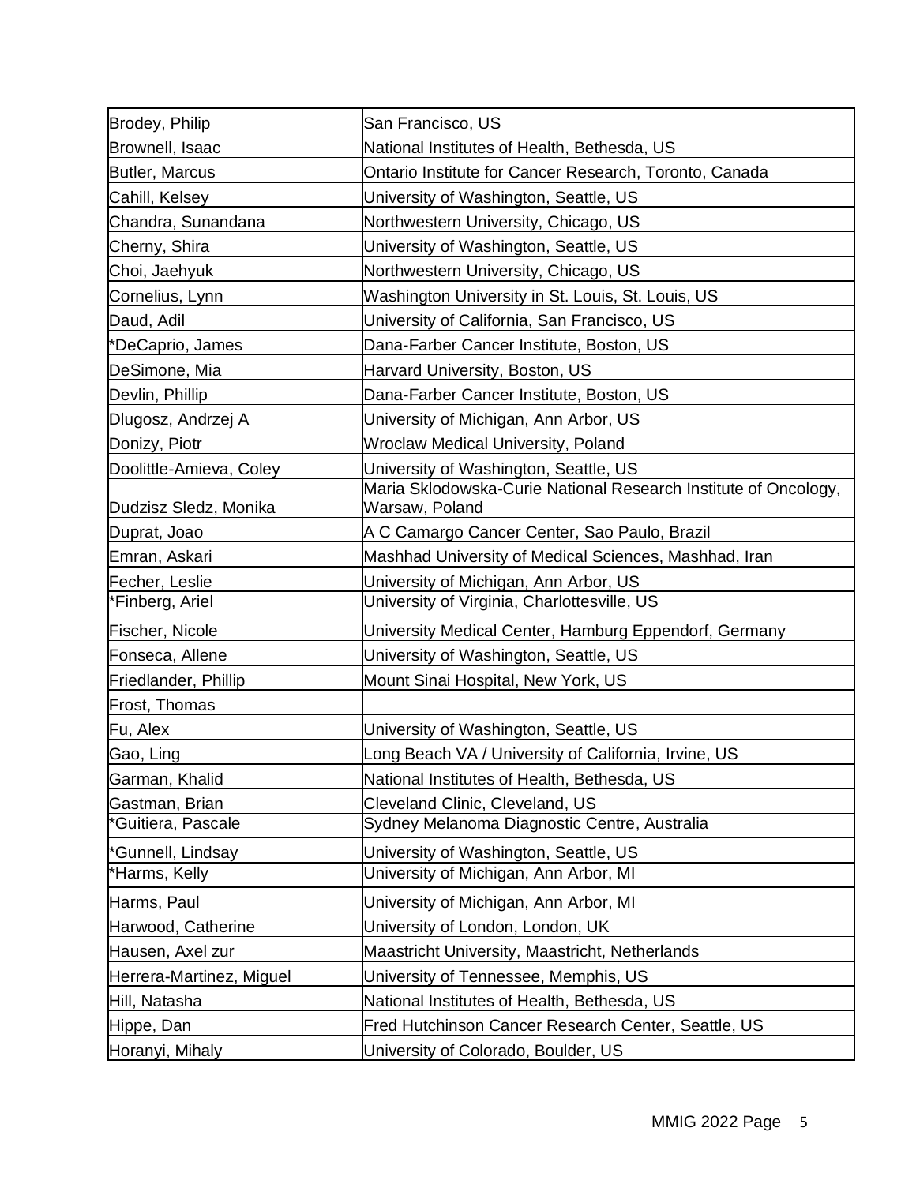| | |
|---|---|
| Brodey, Philip | San Francisco, US |
| Brownell, Isaac | National Institutes of Health, Bethesda, US |
| Butler, Marcus | Ontario Institute for Cancer Research, Toronto, Canada |
| Cahill, Kelsey | University of Washington, Seattle, US |
| Chandra, Sunandana | Northwestern University, Chicago, US |
| Cherny, Shira | University of Washington, Seattle, US |
| Choi, Jaehyuk | Northwestern University, Chicago, US |
| Cornelius, Lynn | Washington University in St. Louis, St. Louis, US |
| Daud, Adil | University of California, San Francisco, US |
| *DeCaprio, James | Dana-Farber Cancer Institute, Boston, US |
| DeSimone, Mia | Harvard University, Boston, US |
| Devlin, Phillip | Dana-Farber Cancer Institute, Boston, US |
| Dlugosz, Andrzej A | University of Michigan, Ann Arbor, US |
| Donizy, Piotr | Wroclaw Medical University, Poland |
| Doolittle-Amieva, Coley | University of Washington, Seattle, US |
| Dudzisz Sledz, Monika | Maria Sklodowska-Curie National Research Institute of Oncology, Warsaw, Poland |
| Duprat, Joao | A C Camargo Cancer Center, Sao Paulo, Brazil |
| Emran, Askari | Mashhad University of Medical Sciences, Mashhad, Iran |
| Fecher, Leslie | University of Michigan, Ann Arbor, US |
| *Finberg, Ariel | University of Virginia, Charlottesville, US |
| Fischer, Nicole | University Medical Center, Hamburg Eppendorf, Germany |
| Fonseca, Allene | University of Washington, Seattle, US |
| Friedlander, Phillip | Mount Sinai Hospital, New York, US |
| Frost, Thomas | |
| Fu, Alex | University of Washington, Seattle, US |
| Gao, Ling | Long Beach VA / University of California, Irvine, US |
| Garman, Khalid | National Institutes of Health, Bethesda, US |
| Gastman, Brian | Cleveland Clinic, Cleveland, US |
| *Guitiera, Pascale | Sydney Melanoma Diagnostic Centre, Australia |
| *Gunnell, Lindsay | University of Washington, Seattle, US |
| *Harms, Kelly | University of Michigan, Ann Arbor, MI |
| Harms, Paul | University of Michigan, Ann Arbor, MI |
| Harwood, Catherine | University of London, London, UK |
| Hausen, Axel zur | Maastricht University, Maastricht, Netherlands |
| Herrera-Martinez, Miguel | University of Tennessee, Memphis, US |
| Hill, Natasha | National Institutes of Health, Bethesda, US |
| Hippe, Dan | Fred Hutchinson Cancer Research Center, Seattle, US |
| Horanyi, Mihaly | University of Colorado, Boulder, US |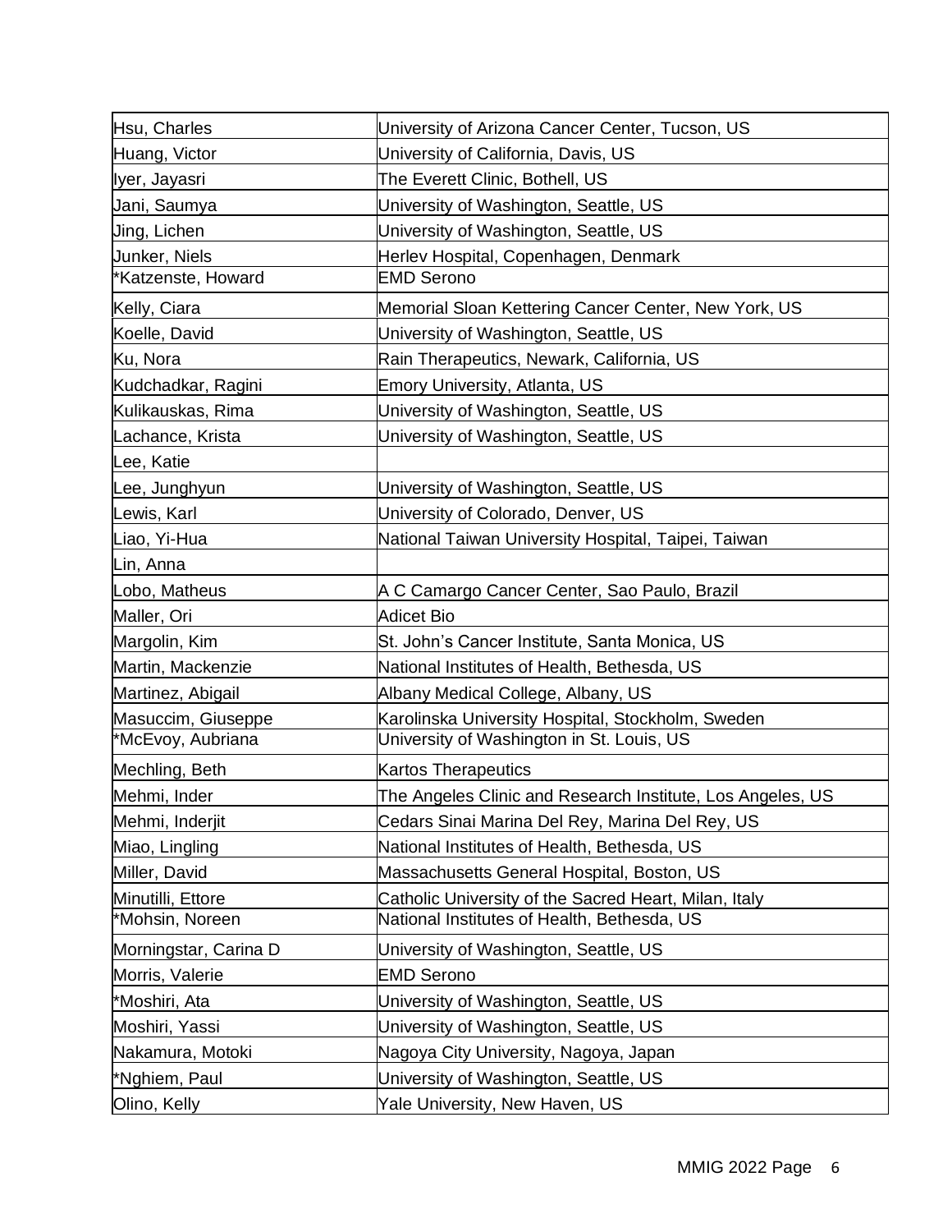| | |
|---|---|
| Hsu, Charles | University of Arizona Cancer Center, Tucson, US |
| Huang, Victor | University of California, Davis, US |
| Iyer, Jayasri | The Everett Clinic, Bothell, US |
| Jani, Saumya | University of Washington, Seattle, US |
| Jing, Lichen | University of Washington, Seattle, US |
| Junker, Niels | Herlev Hospital, Copenhagen, Denmark |
| *Katzenste, Howard | EMD Serono |
| Kelly, Ciara | Memorial Sloan Kettering Cancer Center, New York, US |
| Koelle, David | University of Washington, Seattle, US |
| Ku, Nora | Rain Therapeutics, Newark, California, US |
| Kudchadkar, Ragini | Emory University, Atlanta, US |
| Kulikauskas, Rima | University of Washington, Seattle, US |
| Lachance, Krista | University of Washington, Seattle, US |
| Lee, Katie | |
| Lee, Junghyun | University of Washington, Seattle, US |
| Lewis, Karl | University of Colorado, Denver, US |
| Liao, Yi-Hua | National Taiwan University Hospital, Taipei, Taiwan |
| Lin, Anna | |
| Lobo, Matheus | A C Camargo Cancer Center, Sao Paulo, Brazil |
| Maller, Ori | Adicet Bio |
| Margolin, Kim | St. John's Cancer Institute, Santa Monica, US |
| Martin, Mackenzie | National Institutes of Health, Bethesda, US |
| Martinez, Abigail | Albany Medical College, Albany, US |
| Masuccim, Giuseppe | Karolinska University Hospital, Stockholm, Sweden |
| *McEvoy, Aubriana | University of Washington in St. Louis, US |
| Mechling, Beth | Kartos Therapeutics |
| Mehmi, Inder | The Angeles Clinic and Research Institute, Los Angeles, US |
| Mehmi, Inderjit | Cedars Sinai Marina Del Rey, Marina Del Rey, US |
| Miao, Lingling | National Institutes of Health, Bethesda, US |
| Miller, David | Massachusetts General Hospital, Boston, US |
| Minutilli, Ettore | Catholic University of the Sacred Heart, Milan, Italy |
| *Mohsin, Noreen | National Institutes of Health, Bethesda, US |
| Morningstar, Carina D | University of Washington, Seattle, US |
| Morris, Valerie | EMD Serono |
| *Moshiri, Ata | University of Washington, Seattle, US |
| Moshiri, Yassi | University of Washington, Seattle, US |
| Nakamura, Motoki | Nagoya City University, Nagoya, Japan |
| *Nghiem, Paul | University of Washington, Seattle, US |
| Olino, Kelly | Yale University, New Haven, US |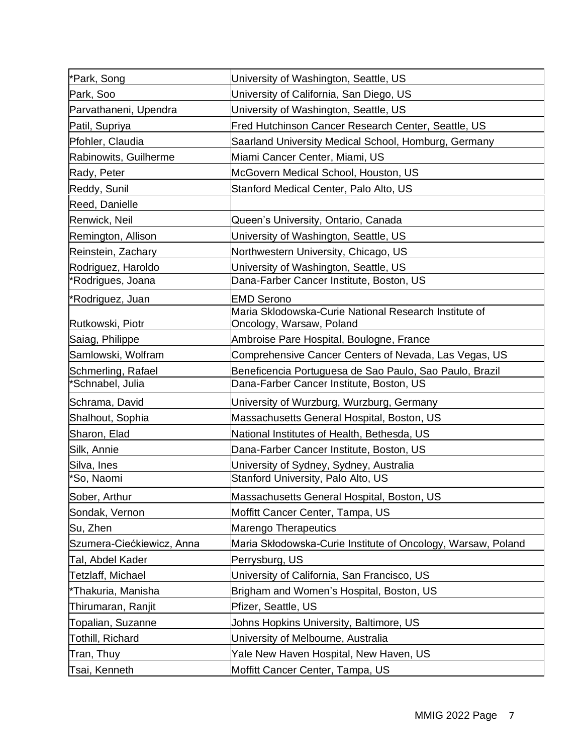| | |
|---|---|
| *Park, Song | University of Washington, Seattle, US |
| Park, Soo | University of California, San Diego, US |
| Parvathaneni, Upendra | University of Washington, Seattle, US |
| Patil, Supriya | Fred Hutchinson Cancer Research Center, Seattle, US |
| Pfohler, Claudia | Saarland University Medical School, Homburg, Germany |
| Rabinowits, Guilherme | Miami Cancer Center, Miami, US |
| Rady, Peter | McGovern Medical School, Houston, US |
| Reddy, Sunil | Stanford Medical Center, Palo Alto, US |
| Reed, Danielle | |
| Renwick, Neil | Queen's University, Ontario, Canada |
| Remington, Allison | University of Washington, Seattle, US |
| Reinstein, Zachary | Northwestern University, Chicago, US |
| Rodriguez, Haroldo | University of Washington, Seattle, US |
| *Rodrigues, Joana | Dana-Farber Cancer Institute, Boston, US |
| *Rodriguez, Juan | EMD Serono |
| Rutkowski, Piotr | Maria Sklodowska-Curie National Research Institute of Oncology, Warsaw, Poland |
| Saiag, Philippe | Ambroise Pare Hospital, Boulogne, France |
| Samlowski, Wolfram | Comprehensive Cancer Centers of Nevada, Las Vegas, US |
| Schmerling, Rafael | Beneficencia Portuguesa de Sao Paulo, Sao Paulo, Brazil |
| *Schnabel, Julia | Dana-Farber Cancer Institute, Boston, US |
| Schrama, David | University of Wurzburg, Wurzburg, Germany |
| Shalhout, Sophia | Massachusetts General Hospital, Boston, US |
| Sharon, Elad | National Institutes of Health, Bethesda, US |
| Silk, Annie | Dana-Farber Cancer Institute, Boston, US |
| Silva, Ines | University of Sydney, Sydney, Australia |
| *So, Naomi | Stanford University, Palo Alto, US |
| Sober, Arthur | Massachusetts General Hospital, Boston, US |
| Sondak, Vernon | Moffitt Cancer Center, Tampa, US |
| Su, Zhen | Marengo Therapeutics |
| Szumera-Ciećkiewicz, Anna | Maria Skłodowska-Curie Institute of Oncology, Warsaw, Poland |
| Tal, Abdel Kader | Perrysburg, US |
| Tetzlaff, Michael | University of California, San Francisco, US |
| *Thakuria, Manisha | Brigham and Women's Hospital, Boston, US |
| Thirumaran, Ranjit | Pfizer, Seattle, US |
| Topalian, Suzanne | Johns Hopkins University, Baltimore, US |
| Tothill, Richard | University of Melbourne, Australia |
| Tran, Thuy | Yale New Haven Hospital, New Haven, US |
| Tsai, Kenneth | Moffitt Cancer Center, Tampa, US |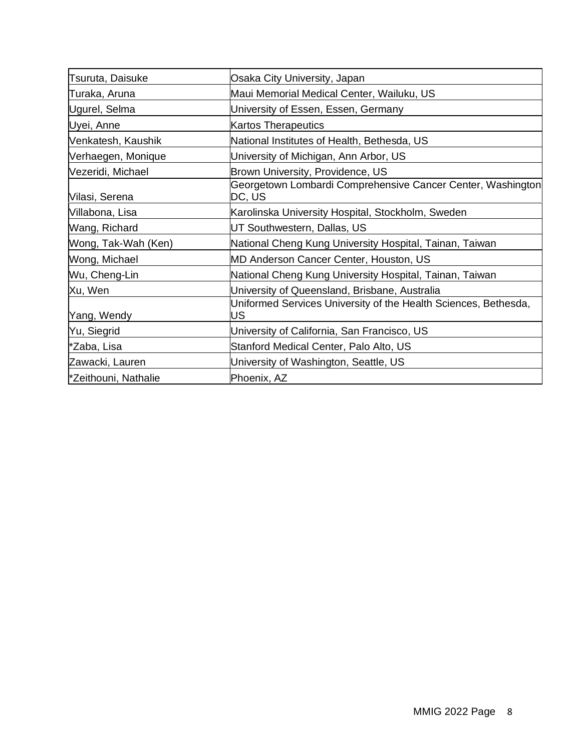| Tsuruta, Daisuke | Osaka City University, Japan |
|---|---|
| Turaka, Aruna | Maui Memorial Medical Center, Wailuku, US |
| Ugurel, Selma | University of Essen, Essen, Germany |
| Uyei, Anne | Kartos Therapeutics |
| Venkatesh, Kaushik | National Institutes of Health, Bethesda, US |
| Verhaegen, Monique | University of Michigan, Ann Arbor, US |
| Vezeridi, Michael | Brown University, Providence, US |
| Vilasi, Serena | Georgetown Lombardi Comprehensive Cancer Center, Washington DC, US |
| Villabona, Lisa | Karolinska University Hospital, Stockholm, Sweden |
| Wang, Richard | UT Southwestern, Dallas, US |
| Wong, Tak-Wah (Ken) | National Cheng Kung University Hospital, Tainan, Taiwan |
| Wong, Michael | MD Anderson Cancer Center, Houston, US |
| Wu, Cheng-Lin | National Cheng Kung University Hospital, Tainan, Taiwan |
| Xu, Wen | University of Queensland, Brisbane, Australia |
| Yang, Wendy | Uniformed Services University of the Health Sciences, Bethesda, US |
| Yu, Siegrid | University of California, San Francisco, US |
| *Zaba, Lisa | Stanford Medical Center, Palo Alto, US |
| Zawacki, Lauren | University of Washington, Seattle, US |
| *Zeithouni, Nathalie | Phoenix, AZ |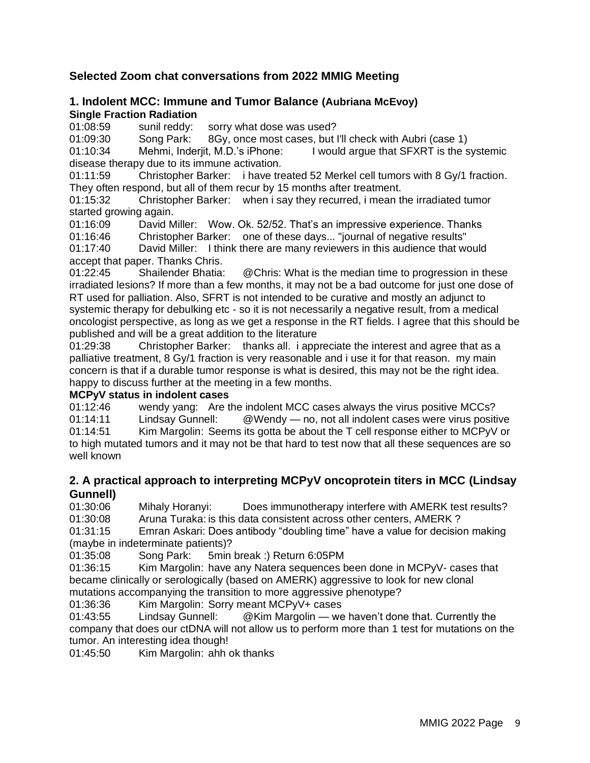## Selected Zoom chat conversations from 2022 MMIG Meeting

### 1. Indolent MCC: Immune and Tumor Balance (Aubriana McEvoy)

**Single Fraction Radiation**

01:08:59 sunil reddy: sorry what dose was used?

01:09:30 Song Park: 8Gy, once most cases, but I'll check with Aubri (case 1)

01:10:34 Mehmi, Inderjit, M.D.'s iPhone: I would argue that SFXRT is the systemic disease therapy due to its immune activation.

01:11:59 Christopher Barker: i have treated 52 Merkel cell tumors with 8 Gy/1 fraction. They often respond, but all of them recur by 15 months after treatment.

01:15:32 Christopher Barker: when i say they recurred, i mean the irradiated tumor started growing again.

01:16:09 David Miller: Wow. Ok. 52/52. That's an impressive experience. Thanks

01:16:46 Christopher Barker: one of these days... "journal of negative results"

01:17:40 David Miller: I think there are many reviewers in this audience that would accept that paper. Thanks Chris.

01:22:45 Shailender Bhatia: @Chris: What is the median time to progression in these irradiated lesions? If more than a few months, it may not be a bad outcome for just one dose of RT used for palliation. Also, SFRT is not intended to be curative and mostly an adjunct to systemic therapy for debulking etc - so it is not necessarily a negative result, from a medical oncologist perspective, as long as we get a response in the RT fields. I agree that this should be published and will be a great addition to the literature

01:29:38 Christopher Barker: thanks all. i appreciate the interest and agree that as a palliative treatment, 8 Gy/1 fraction is very reasonable and i use it for that reason. my main concern is that if a durable tumor response is what is desired, this may not be the right idea. happy to discuss further at the meeting in a few months.

**MCPyV status in indolent cases**

01:12:46 wendy yang: Are the indolent MCC cases always the virus positive MCCs?

01:14:11 Lindsay Gunnell: @Wendy — no, not all indolent cases were virus positive

01:14:51 Kim Margolin: Seems its gotta be about the T cell response either to MCPyV or to high mutated tumors and it may not be that hard to test now that all these sequences are so well known

### 2. A practical approach to interpreting MCPyV oncoprotein titers in MCC (Lindsay Gunnell)

01:30:06 Mihaly Horanyi: Does immunotherapy interfere with AMERK test results?

01:30:08 Aruna Turaka: is this data consistent across other centers, AMERK ?

01:31:15 Emran Askari: Does antibody "doubling time" have a value for decision making (maybe in indeterminate patients)?

01:35:08 Song Park: 5min break :) Return 6:05PM

01:36:15 Kim Margolin: have any Natera sequences been done in MCPyV- cases that became clinically or serologically (based on AMERK) aggressive to look for new clonal mutations accompanying the transition to more aggressive phenotype?

01:36:36 Kim Margolin: Sorry meant MCPyV+ cases

01:43:55 Lindsay Gunnell: @Kim Margolin — we haven't done that. Currently the company that does our ctDNA will not allow us to perform more than 1 test for mutations on the tumor. An interesting idea though!

01:45:50 Kim Margolin: ahh ok thanks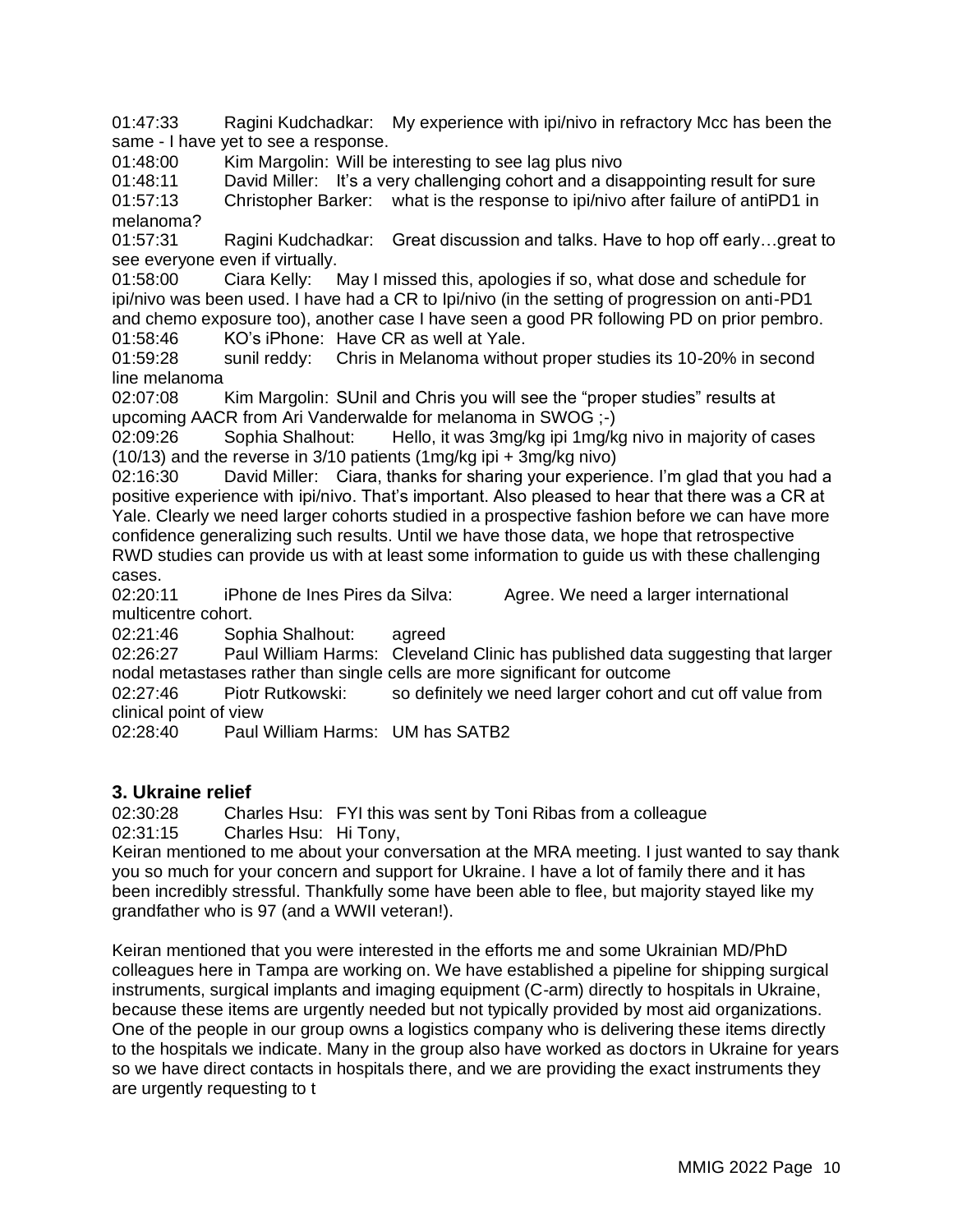01:47:33 Ragini Kudchadkar: My experience with ipi/nivo in refractory Mcc has been the same - I have yet to see a response.
01:48:00 Kim Margolin: Will be interesting to see lag plus nivo
01:48:11 David Miller: It's a very challenging cohort and a disappointing result for sure
01:57:13 Christopher Barker: what is the response to ipi/nivo after failure of antiPD1 in melanoma?
01:57:31 Ragini Kudchadkar: Great discussion and talks. Have to hop off early…great to see everyone even if virtually.
01:58:00 Ciara Kelly: May I missed this, apologies if so, what dose and schedule for ipi/nivo was been used. I have had a CR to Ipi/nivo (in the setting of progression on anti-PD1 and chemo exposure too), another case I have seen a good PR following PD on prior pembro.
01:58:46 KO's iPhone: Have CR as well at Yale.
01:59:28 sunil reddy: Chris in Melanoma without proper studies its 10-20% in second line melanoma
02:07:08 Kim Margolin: SUnil and Chris you will see the "proper studies" results at upcoming AACR from Ari Vanderwalde for melanoma in SWOG ;-)
02:09:26 Sophia Shalhout: Hello, it was 3mg/kg ipi 1mg/kg nivo in majority of cases (10/13) and the reverse in 3/10 patients (1mg/kg ipi + 3mg/kg nivo)
02:16:30 David Miller: Ciara, thanks for sharing your experience. I'm glad that you had a positive experience with ipi/nivo. That's important. Also pleased to hear that there was a CR at Yale. Clearly we need larger cohorts studied in a prospective fashion before we can have more confidence generalizing such results. Until we have those data, we hope that retrospective RWD studies can provide us with at least some information to guide us with these challenging cases.
02:20:11 iPhone de Ines Pires da Silva: Agree. We need a larger international multicentre cohort.
02:21:46 Sophia Shalhout: agreed
02:26:27 Paul William Harms: Cleveland Clinic has published data suggesting that larger nodal metastases rather than single cells are more significant for outcome
02:27:46 Piotr Rutkowski: so definitely we need larger cohort and cut off value from clinical point of view
02:28:40 Paul William Harms: UM has SATB2

## 3. Ukraine relief

02:30:28 Charles Hsu: FYI this was sent by Toni Ribas from a colleague
02:31:15 Charles Hsu: Hi Tony,
Keiran mentioned to me about your conversation at the MRA meeting. I just wanted to say thank you so much for your concern and support for Ukraine. I have a lot of family there and it has been incredibly stressful. Thankfully some have been able to flee, but majority stayed like my grandfather who is 97 (and a WWII veteran!).

Keiran mentioned that you were interested in the efforts me and some Ukrainian MD/PhD colleagues here in Tampa are working on. We have established a pipeline for shipping surgical instruments, surgical implants and imaging equipment (C-arm) directly to hospitals in Ukraine, because these items are urgently needed but not typically provided by most aid organizations. One of the people in our group owns a logistics company who is delivering these items directly to the hospitals we indicate. Many in the group also have worked as doctors in Ukraine for years so we have direct contacts in hospitals there, and we are providing the exact instruments they are urgently requesting to t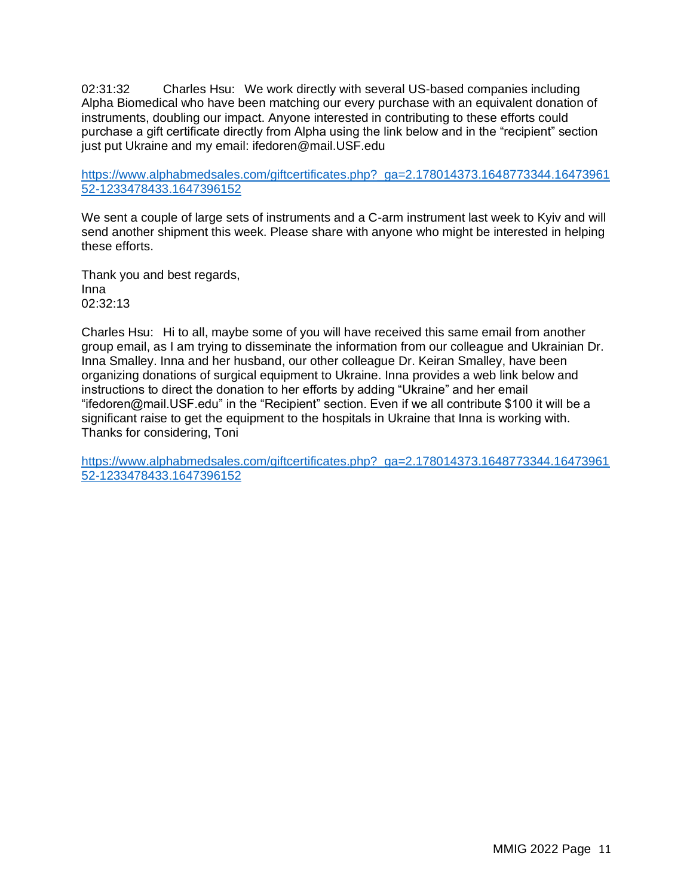02:31:32 Charles Hsu: We work directly with several US-based companies including Alpha Biomedical who have been matching our every purchase with an equivalent donation of instruments, doubling our impact. Anyone interested in contributing to these efforts could purchase a gift certificate directly from Alpha using the link below and in the “recipient” section just put Ukraine and my email: ifedoren@mail.USF.edu

https://www.alphabmedsales.com/giftcertificates.php?_ga=2.178014373.1648773344.1647396152-1233478433.1647396152

We sent a couple of large sets of instruments and a C-arm instrument last week to Kyiv and will send another shipment this week. Please share with anyone who might be interested in helping these efforts.

Thank you and best regards,
Inna
02:32:13

Charles Hsu: Hi to all, maybe some of you will have received this same email from another group email, as I am trying to disseminate the information from our colleague and Ukrainian Dr. Inna Smalley. Inna and her husband, our other colleague Dr. Keiran Smalley, have been organizing donations of surgical equipment to Ukraine. Inna provides a web link below and instructions to direct the donation to her efforts by adding “Ukraine” and her email “ifedoren@mail.USF.edu” in the “Recipient” section. Even if we all contribute $100 it will be a significant raise to get the equipment to the hospitals in Ukraine that Inna is working with. Thanks for considering, Toni

https://www.alphabmedsales.com/giftcertificates.php?_ga=2.178014373.1648773344.1647396152-1233478433.1647396152